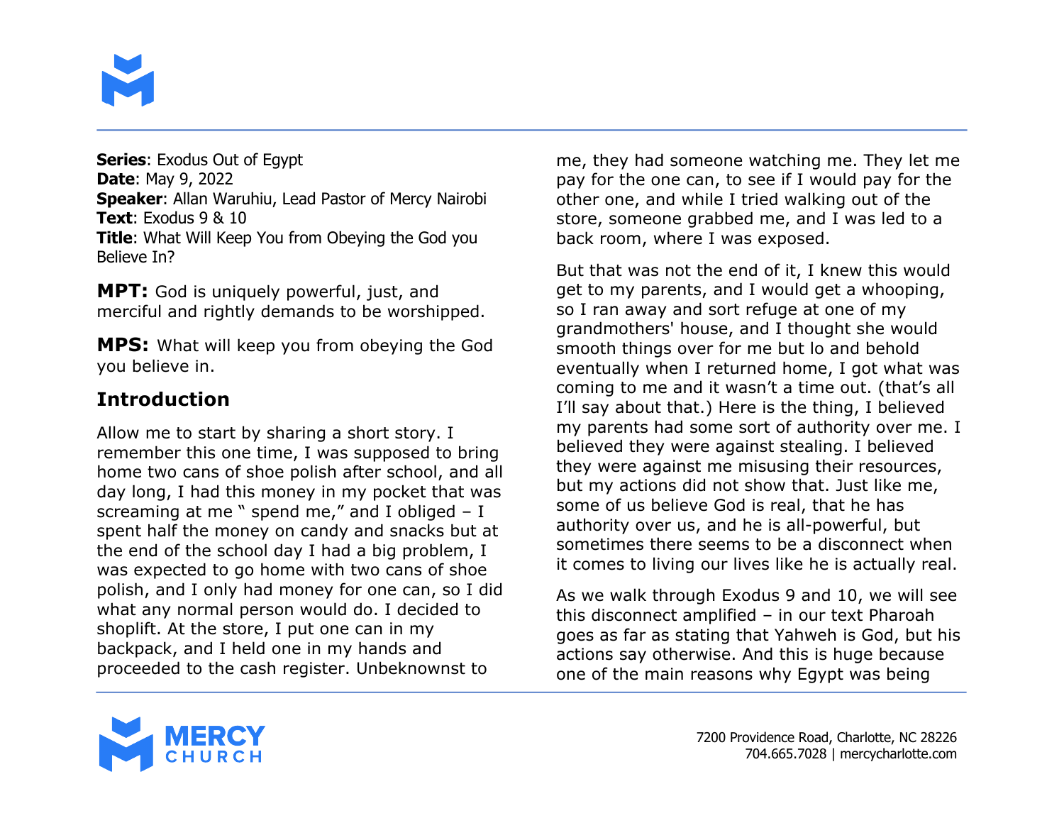**Series**: Exodus Out of Egypt
**Date**: May 9, 2022
**Speaker**: Allan Waruhiu, Lead Pastor of Mercy Nairobi
**Text**: Exodus 9 & 10
**Title**: What Will Keep You from Obeying the God you Believe In?

**MPT:** God is uniquely powerful, just, and merciful and rightly demands to be worshipped.

**MPS:** What will keep you from obeying the God you believe in.

## Introduction

Allow me to start by sharing a short story. I remember this one time, I was supposed to bring home two cans of shoe polish after school, and all day long, I had this money in my pocket that was screaming at me " spend me," and I obliged – I spent half the money on candy and snacks but at the end of the school day I had a big problem, I was expected to go home with two cans of shoe polish, and I only had money for one can, so I did what any normal person would do. I decided to shoplift. At the store, I put one can in my backpack, and I held one in my hands and proceeded to the cash register. Unbeknownst to me, they had someone watching me. They let me pay for the one can, to see if I would pay for the other one, and while I tried walking out of the store, someone grabbed me, and I was led to a back room, where I was exposed.

But that was not the end of it, I knew this would get to my parents, and I would get a whooping, so I ran away and sort refuge at one of my grandmothers' house, and I thought she would smooth things over for me but lo and behold eventually when I returned home, I got what was coming to me and it wasn't a time out. (that's all I'll say about that.) Here is the thing, I believed my parents had some sort of authority over me. I believed they were against stealing. I believed they were against me misusing their resources, but my actions did not show that. Just like me, some of us believe God is real, that he has authority over us, and he is all-powerful, but sometimes there seems to be a disconnect when it comes to living our lives like he is actually real.

As we walk through Exodus 9 and 10, we will see this disconnect amplified – in our text Pharoah goes as far as stating that Yahweh is God, but his actions say otherwise. And this is huge because one of the main reasons why Egypt was being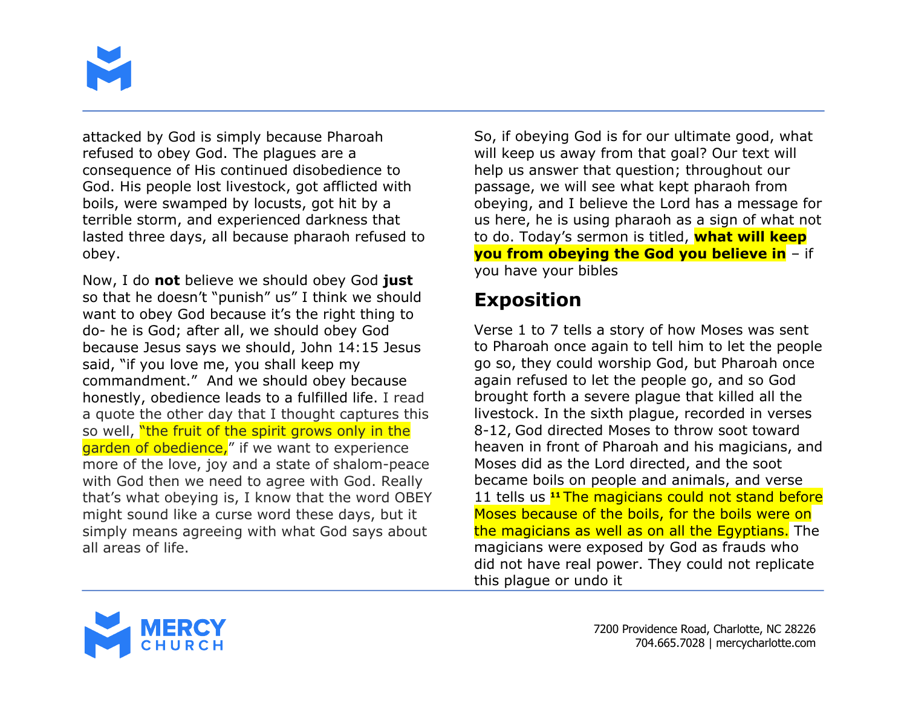attacked by God is simply because Pharoah refused to obey God. The plagues are a consequence of His continued disobedience to God. His people lost livestock, got afflicted with boils, were swamped by locusts, got hit by a terrible storm, and experienced darkness that lasted three days, all because pharaoh refused to obey.

Now, I do **not** believe we should obey God **just** so that he doesn't "punish" us" I think we should want to obey God because it's the right thing to do- he is God; after all, we should obey God because Jesus says we should, John 14:15 Jesus said, "if you love me, you shall keep my commandment." And we should obey because honestly, obedience leads to a fulfilled life. I read a quote the other day that I thought captures this so well, "the fruit of the spirit grows only in the garden of obedience," if we want to experience more of the love, joy and a state of shalom-peace with God then we need to agree with God. Really that's what obeying is, I know that the word OBEY might sound like a curse word these days, but it simply means agreeing with what God says about all areas of life.

So, if obeying God is for our ultimate good, what will keep us away from that goal? Our text will help us answer that question; throughout our passage, we will see what kept pharaoh from obeying, and I believe the Lord has a message for us here, he is using pharaoh as a sign of what not to do. Today's sermon is titled, **what will keep you from obeying the God you believe in** – if you have your bibles

## Exposition

Verse 1 to 7 tells a story of how Moses was sent to Pharoah once again to tell him to let the people go so, they could worship God, but Pharoah once again refused to let the people go, and so God brought forth a severe plague that killed all the livestock. In the sixth plague, recorded in verses 8-12, God directed Moses to throw soot toward heaven in front of Pharoah and his magicians, and Moses did as the Lord directed, and the soot became boils on people and animals, and verse 11 tells us [11] The magicians could not stand before Moses because of the boils, for the boils were on the magicians as well as on all the Egyptians. The magicians were exposed by God as frauds who did not have real power. They could not replicate this plague or undo it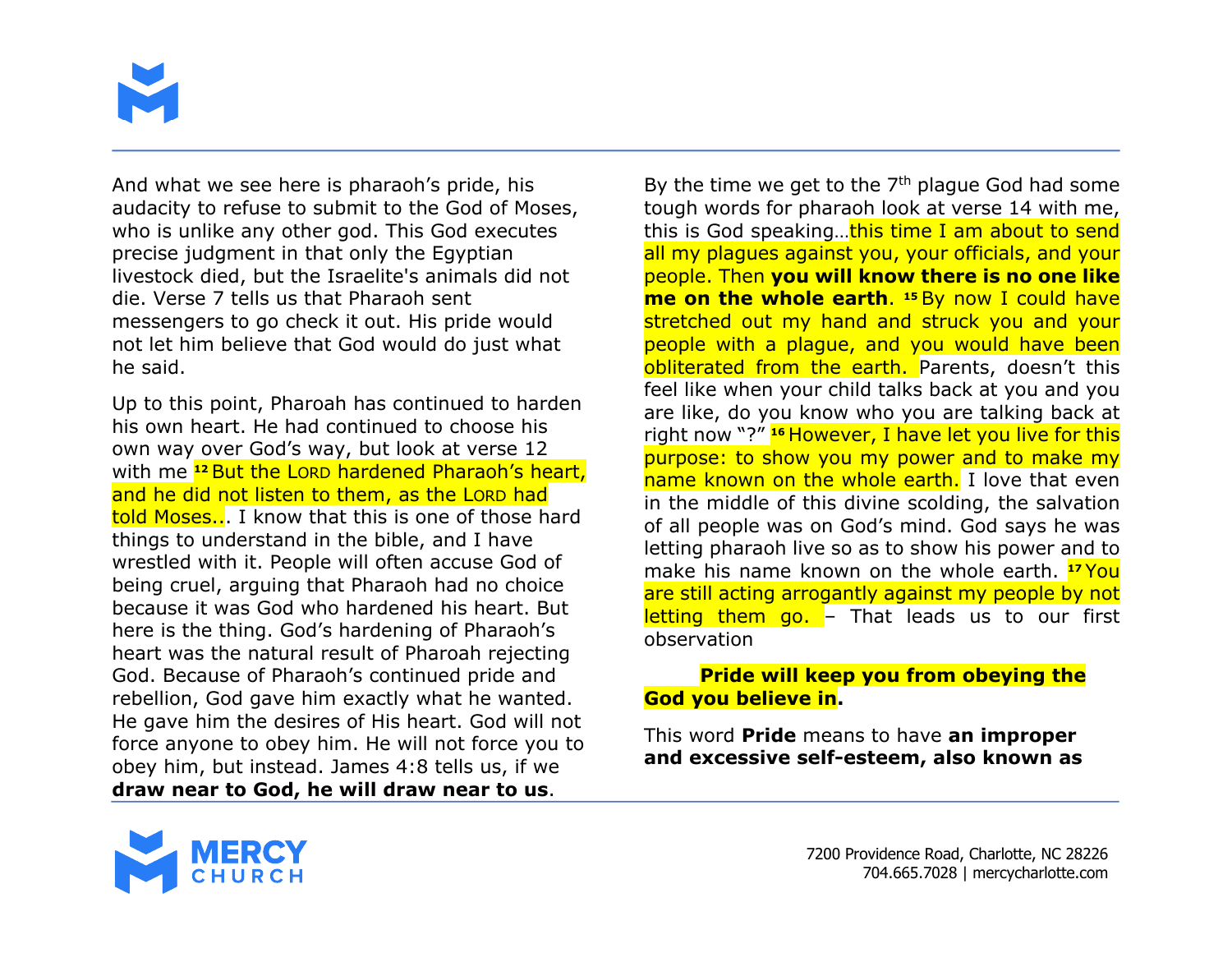And what we see here is pharaoh's pride, his audacity to refuse to submit to the God of Moses, who is unlike any other god. This God executes precise judgment in that only the Egyptian livestock died, but the Israelite's animals did not die. Verse 7 tells us that Pharaoh sent messengers to go check it out. His pride would not let him believe that God would do just what he said.

Up to this point, Pharoah has continued to harden his own heart. He had continued to choose his own way over God's way, but look at verse 12 with me [12] But the LORD hardened Pharaoh's heart, and he did not listen to them, as the LORD had told Moses... I know that this is one of those hard things to understand in the bible, and I have wrestled with it. People will often accuse God of being cruel, arguing that Pharaoh had no choice because it was God who hardened his heart. But here is the thing. God's hardening of Pharaoh's heart was the natural result of Pharoah rejecting God. Because of Pharaoh's continued pride and rebellion, God gave him exactly what he wanted. He gave him the desires of His heart. God will not force anyone to obey him. He will not force you to obey him, but instead. James 4:8 tells us, if we **draw near to God, he will draw near to us**.

By the time we get to the 7th plague God had some tough words for pharaoh look at verse 14 with me, this is God speaking…this time I am about to send all my plagues against you, your officials, and your people. Then **you will know there is no one like me on the whole earth**. [15] By now I could have stretched out my hand and struck you and your people with a plague, and you would have been obliterated from the earth. Parents, doesn't this feel like when your child talks back at you and you are like, do you know who you are talking back at right now "?" [16] However, I have let you live for this purpose: to show you my power and to make my name known on the whole earth. I love that even in the middle of this divine scolding, the salvation of all people was on God's mind. God says he was letting pharaoh live so as to show his power and to make his name known on the whole earth. [17] You are still acting arrogantly against my people by not letting them go. – That leads us to our first observation

**Pride will keep you from obeying the God you believe in.**

This word **Pride** means to have **an improper and excessive self-esteem, also known as**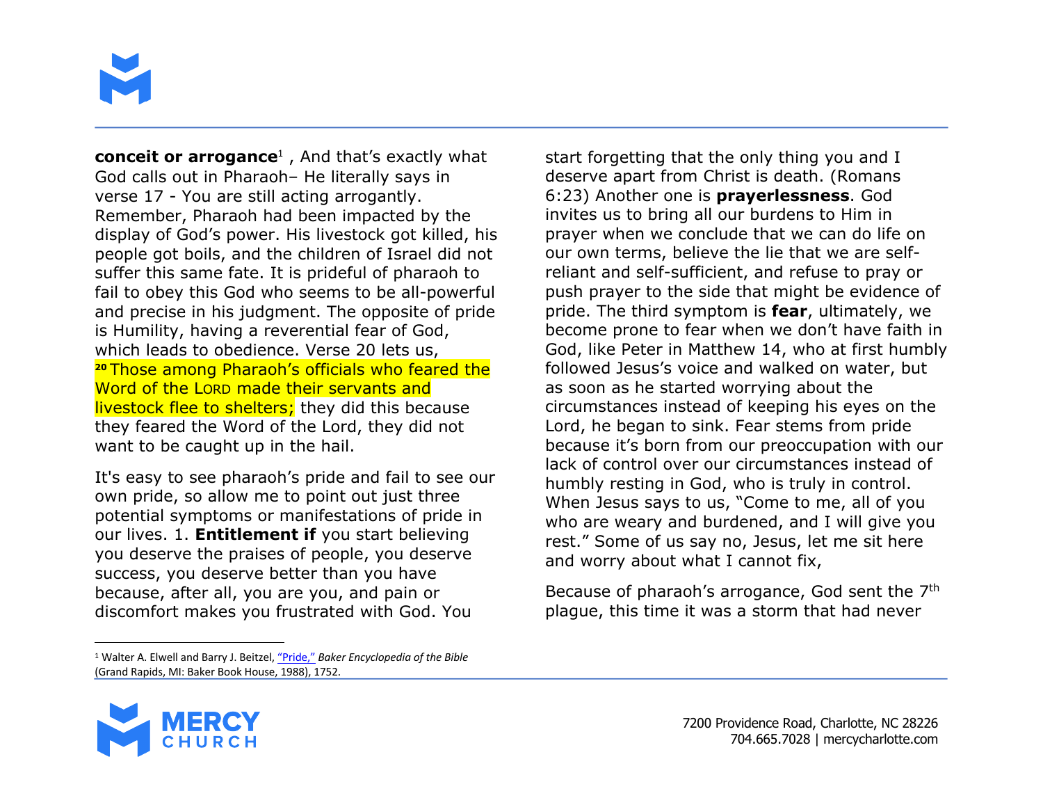**conceit or arrogance**[1] , And that's exactly what God calls out in Pharaoh– He literally says in verse 17 - You are still acting arrogantly. Remember, Pharaoh had been impacted by the display of God's power. His livestock got killed, his people got boils, and the children of Israel did not suffer this same fate. It is prideful of pharaoh to fail to obey this God who seems to be all-powerful and precise in his judgment. The opposite of pride is Humility, having a reverential fear of God, which leads to obedience. Verse 20 lets us, **20** Those among Pharaoh's officials who feared the Word of the LORD made their servants and livestock flee to shelters; they did this because they feared the Word of the Lord, they did not want to be caught up in the hail.

It's easy to see pharaoh's pride and fail to see our own pride, so allow me to point out just three potential symptoms or manifestations of pride in our lives. 1. **Entitlement if** you start believing you deserve the praises of people, you deserve success, you deserve better than you have because, after all, you are you, and pain or discomfort makes you frustrated with God. You start forgetting that the only thing you and I deserve apart from Christ is death. (Romans 6:23) Another one is **prayerlessness**. God invites us to bring all our burdens to Him in prayer when we conclude that we can do life on our own terms, believe the lie that we are self-reliant and self-sufficient, and refuse to pray or push prayer to the side that might be evidence of pride. The third symptom is **fear**, ultimately, we become prone to fear when we don't have faith in God, like Peter in Matthew 14, who at first humbly followed Jesus's voice and walked on water, but as soon as he started worrying about the circumstances instead of keeping his eyes on the Lord, he began to sink. Fear stems from pride because it's born from our preoccupation with our lack of control over our circumstances instead of humbly resting in God, who is truly in control. When Jesus says to us, "Come to me, all of you who are weary and burdened, and I will give you rest." Some of us say no, Jesus, let me sit here and worry about what I cannot fix,

Because of pharaoh's arrogance, God sent the 7th plague, this time it was a storm that had never

[1] Walter A. Elwell and Barry J. Beitzel, "Pride," *Baker Encyclopedia of the Bible* (Grand Rapids, MI: Baker Book House, 1988), 1752.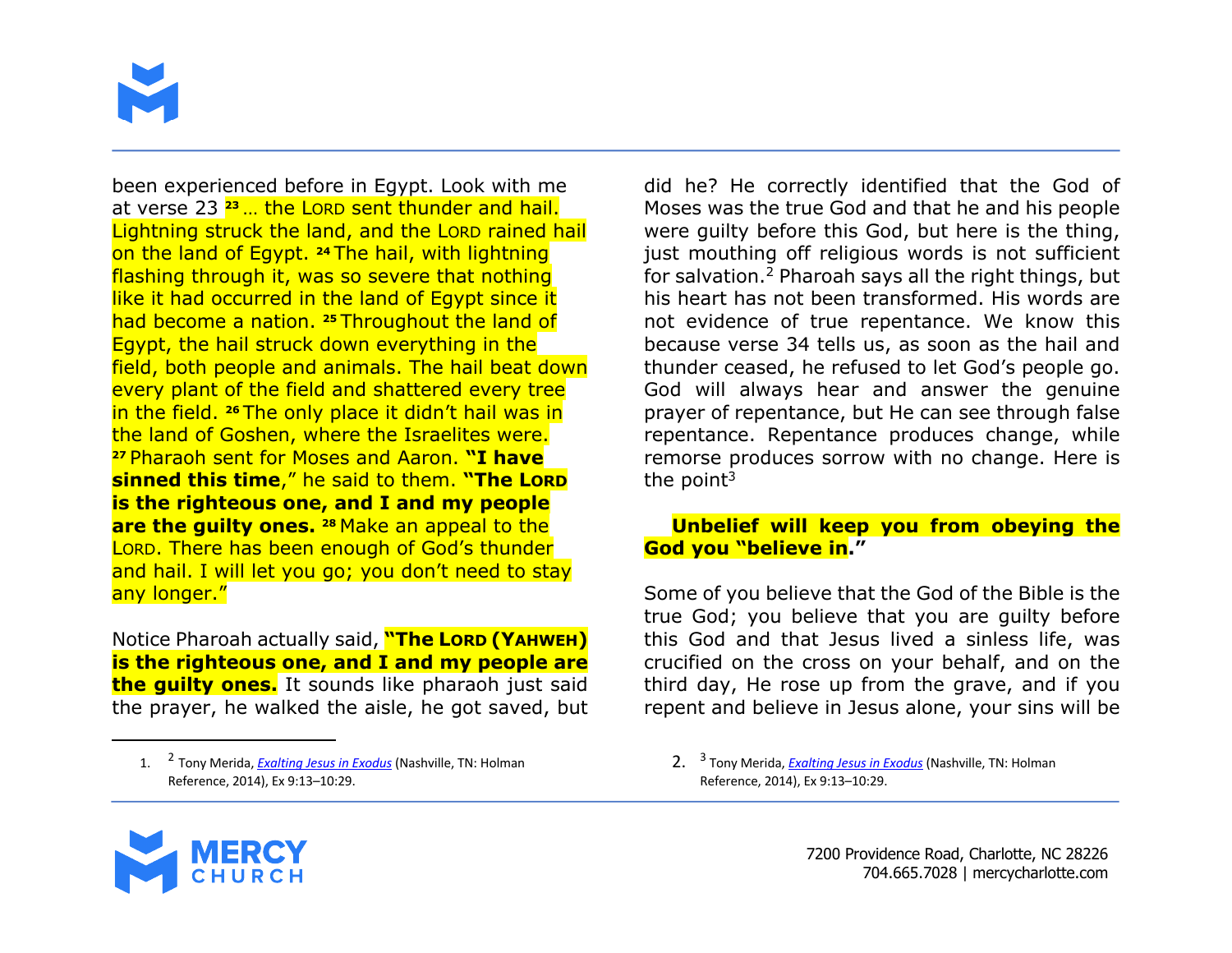been experienced before in Egypt. Look with me at verse 23 **23** … the LORD sent thunder and hail. Lightning struck the land, and the LORD rained hail on the land of Egypt. **24** The hail, with lightning flashing through it, was so severe that nothing like it had occurred in the land of Egypt since it had become a nation. **25** Throughout the land of Egypt, the hail struck down everything in the field, both people and animals. The hail beat down every plant of the field and shattered every tree in the field. **26** The only place it didn't hail was in the land of Goshen, where the Israelites were. **27** Pharaoh sent for Moses and Aaron. **"I have sinned this time**," he said to them. **"The LORD is the righteous one, and I and my people are the guilty ones.** **28** Make an appeal to the LORD. There has been enough of God's thunder and hail. I will let you go; you don't need to stay any longer."

Notice Pharoah actually said, **"The LORD (YAHWEH) is the righteous one, and I and my people are the guilty ones.** It sounds like pharaoh just said the prayer, he walked the aisle, he got saved, but did he? He correctly identified that the God of Moses was the true God and that he and his people were guilty before this God, but here is the thing, just mouthing off religious words is not sufficient for salvation.[2] Pharoah says all the right things, but his heart has not been transformed. His words are not evidence of true repentance. We know this because verse 34 tells us, as soon as the hail and thunder ceased, he refused to let God's people go. God will always hear and answer the genuine prayer of repentance, but He can see through false repentance. Repentance produces change, while remorse produces sorrow with no change. Here is the point[3]

**Unbelief will keep you from obeying the God you "believe in."**

Some of you believe that the God of the Bible is the true God; you believe that you are guilty before this God and that Jesus lived a sinless life, was crucified on the cross on your behalf, and on the third day, He rose up from the grave, and if you repent and believe in Jesus alone, your sins will be

---

1. [2] Tony Merida, *Exalting Jesus in Exodus* (Nashville, TN: Holman Reference, 2014), Ex 9:13–10:29.

2. [3] Tony Merida, *Exalting Jesus in Exodus* (Nashville, TN: Holman Reference, 2014), Ex 9:13–10:29.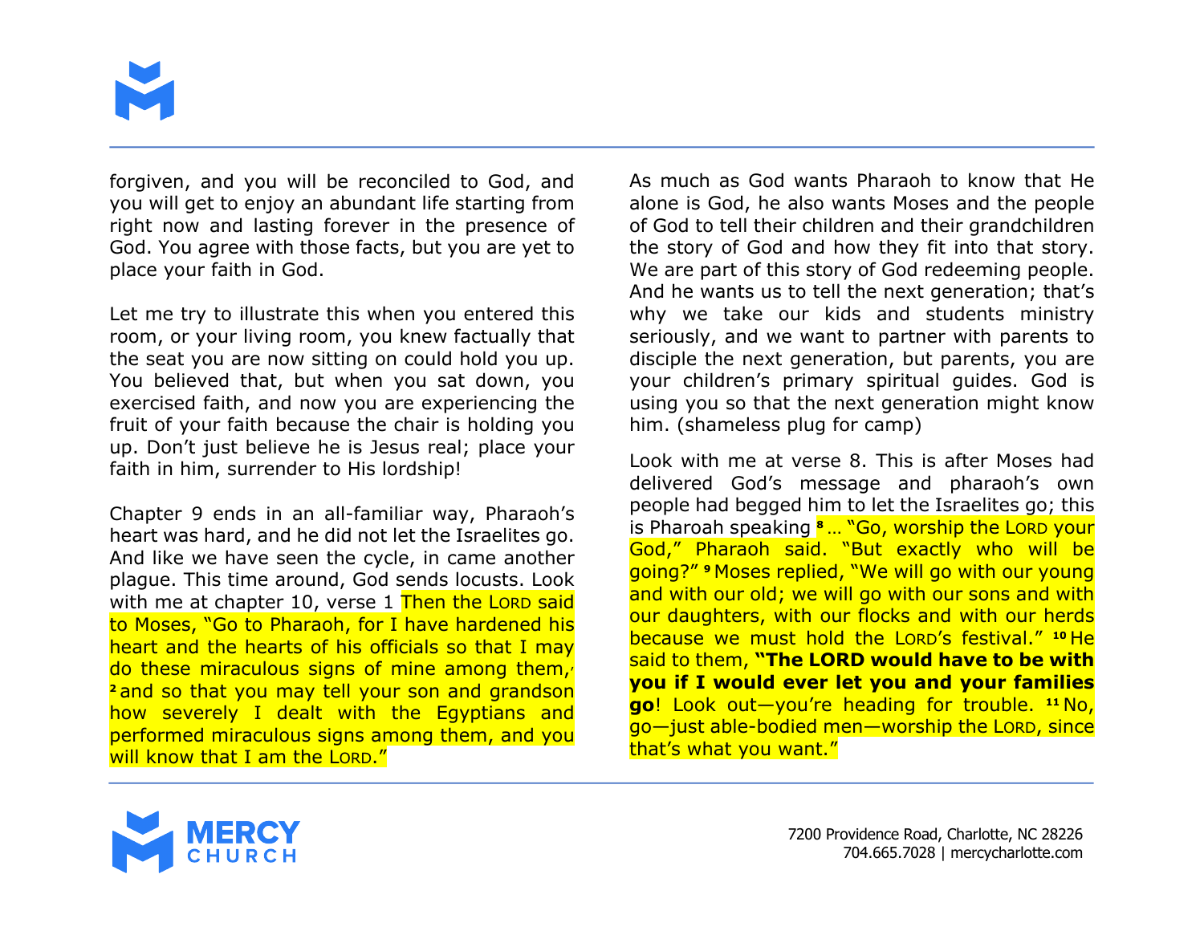forgiven, and you will be reconciled to God, and you will get to enjoy an abundant life starting from right now and lasting forever in the presence of God. You agree with those facts, but you are yet to place your faith in God.

Let me try to illustrate this when you entered this room, or your living room, you knew factually that the seat you are now sitting on could hold you up. You believed that, but when you sat down, you exercised faith, and now you are experiencing the fruit of your faith because the chair is holding you up. Don't just believe he is Jesus real; place your faith in him, surrender to His lordship!

Chapter 9 ends in an all-familiar way, Pharaoh's heart was hard, and he did not let the Israelites go. And like we have seen the cycle, in came another plague. This time around, God sends locusts. Look with me at chapter 10, verse 1 Then the LORD said to Moses, "Go to Pharaoh, for I have hardened his heart and the hearts of his officials so that I may do these miraculous signs of mine among them, [2] and so that you may tell your son and grandson how severely I dealt with the Egyptians and performed miraculous signs among them, and you will know that I am the LORD."

As much as God wants Pharaoh to know that He alone is God, he also wants Moses and the people of God to tell their children and their grandchildren the story of God and how they fit into that story. We are part of this story of God redeeming people. And he wants us to tell the next generation; that's why we take our kids and students ministry seriously, and we want to partner with parents to disciple the next generation, but parents, you are your children's primary spiritual guides. God is using you so that the next generation might know him. (shameless plug for camp)

Look with me at verse 8. This is after Moses had delivered God's message and pharaoh's own people had begged him to let the Israelites go; this is Pharoah speaking [8] … "Go, worship the LORD your God," Pharaoh said. "But exactly who will be going?" [9] Moses replied, "We will go with our young and with our old; we will go with our sons and with our daughters, with our flocks and with our herds because we must hold the LORD's festival." [10] He said to them, **"The LORD would have to be with you if I would ever let you and your families go**! Look out—you're heading for trouble. [11] No, go—just able-bodied men—worship the LORD, since that's what you want."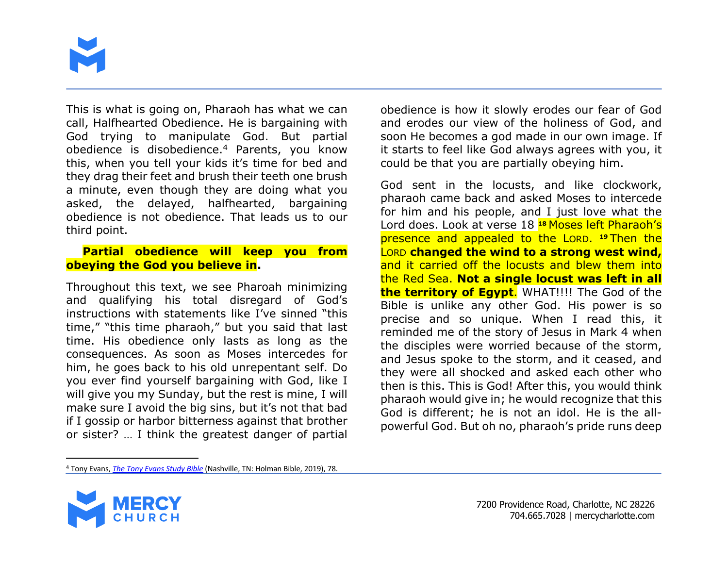This is what is going on, Pharaoh has what we can call, Halfhearted Obedience. He is bargaining with God trying to manipulate God. But partial obedience is disobedience.[4] Parents, you know this, when you tell your kids it's time for bed and they drag their feet and brush their teeth one brush a minute, even though they are doing what you asked, the delayed, halfhearted, bargaining obedience is not obedience. That leads us to our third point.

**Partial obedience will keep you from obeying the God you believe in.**

Throughout this text, we see Pharoah minimizing and qualifying his total disregard of God's instructions with statements like I've sinned "this time," "this time pharaoh," but you said that last time. His obedience only lasts as long as the consequences. As soon as Moses intercedes for him, he goes back to his old unrepentant self. Do you ever find yourself bargaining with God, like I will give you my Sunday, but the rest is mine, I will make sure I avoid the big sins, but it's not that bad if I gossip or harbor bitterness against that brother or sister? … I think the greatest danger of partial obedience is how it slowly erodes our fear of God and erodes our view of the holiness of God, and soon He becomes a god made in our own image. If it starts to feel like God always agrees with you, it could be that you are partially obeying him.

God sent in the locusts, and like clockwork, pharaoh came back and asked Moses to intercede for him and his people, and I just love what the Lord does. Look at verse 18 **18** Moses left Pharaoh's presence and appealed to the LORD. **19** Then the LORD **changed the wind to a strong west wind,** and it carried off the locusts and blew them into the Red Sea. **Not a single locust was left in all the territory of Egypt**. WHAT!!!! The God of the Bible is unlike any other God. His power is so precise and so unique. When I read this, it reminded me of the story of Jesus in Mark 4 when the disciples were worried because of the storm, and Jesus spoke to the storm, and it ceased, and they were all shocked and asked each other who then is this. This is God! After this, you would think pharaoh would give in; he would recognize that this God is different; he is not an idol. He is the all-powerful God. But oh no, pharaoh's pride runs deep

---

[4] Tony Evans, *The Tony Evans Study Bible* (Nashville, TN: Holman Bible, 2019), 78.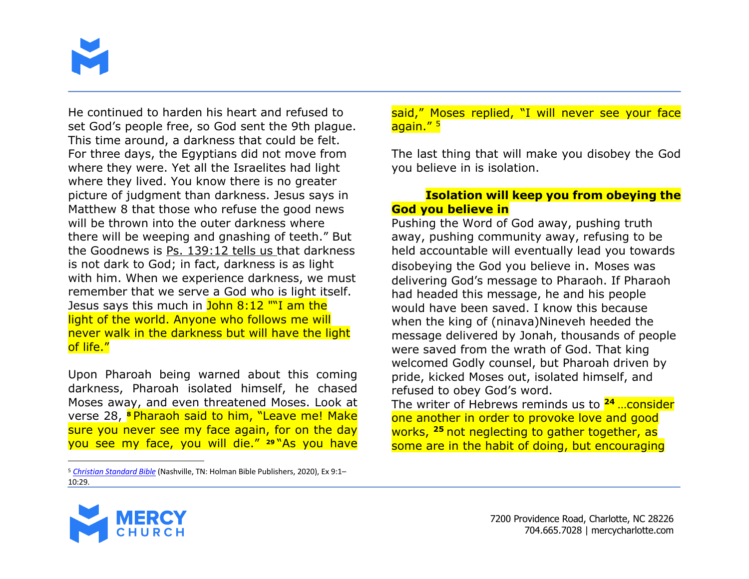He continued to harden his heart and refused to set God's people free, so God sent the 9th plague. This time around, a darkness that could be felt. For three days, the Egyptians did not move from where they were. Yet all the Israelites had light where they lived. You know there is no greater picture of judgment than darkness. Jesus says in Matthew 8 that those who refuse the good news will be thrown into the outer darkness where there will be weeping and gnashing of teeth." But the Goodnews is Ps. 139:12 tells us that darkness is not dark to God; in fact, darkness is as light with him. When we experience darkness, we must remember that we serve a God who is light itself. Jesus says this much in John 8:12 ""I am the light of the world. Anyone who follows me will never walk in the darkness but will have the light of life."

Upon Pharoah being warned about this coming darkness, Pharoah isolated himself, he chased Moses away, and even threatened Moses. Look at verse 28, [8] Pharaoh said to him, "Leave me! Make sure you never see my face again, for on the day you see my face, you will die." [29] "As you have said," Moses replied, "I will never see your face again." [5]

The last thing that will make you disobey the God you believe in is isolation.

**Isolation will keep you from obeying the God you believe in**

Pushing the Word of God away, pushing truth away, pushing community away, refusing to be held accountable will eventually lead you towards disobeying the God you believe in. Moses was delivering God's message to Pharaoh. If Pharaoh had headed this message, he and his people would have been saved. I know this because when the king of (ninava)Nineveh heeded the message delivered by Jonah, thousands of people were saved from the wrath of God. That king welcomed Godly counsel, but Pharoah driven by pride, kicked Moses out, isolated himself, and refused to obey God's word.

The writer of Hebrews reminds us to [24] …consider one another in order to provoke love and good works, [25] not neglecting to gather together, as some are in the habit of doing, but encouraging

---

[5] *Christian Standard Bible* (Nashville, TN: Holman Bible Publishers, 2020), Ex 9:1–10:29.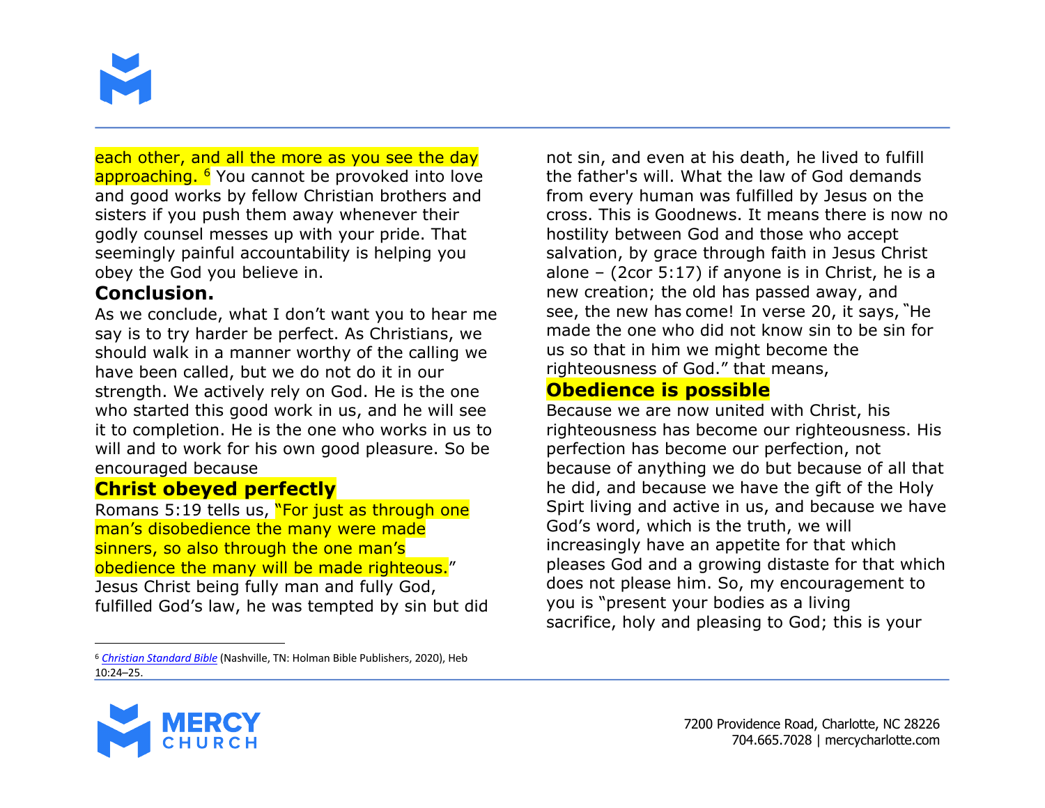each other, and all the more as you see the day approaching.[6] You cannot be provoked into love and good works by fellow Christian brothers and sisters if you push them away whenever their godly counsel messes up with your pride. That seemingly painful accountability is helping you obey the God you believe in.

## Conclusion.

As we conclude, what I don't want you to hear me say is to try harder be perfect. As Christians, we should walk in a manner worthy of the calling we have been called, but we do not do it in our strength. We actively rely on God. He is the one who started this good work in us, and he will see it to completion. He is the one who works in us to will and to work for his own good pleasure. So be encouraged because

### Christ obeyed perfectly

Romans 5:19 tells us, "For just as through one man's disobedience the many were made sinners, so also through the one man's obedience the many will be made righteous." Jesus Christ being fully man and fully God, fulfilled God's law, he was tempted by sin but did not sin, and even at his death, he lived to fulfill the father's will. What the law of God demands from every human was fulfilled by Jesus on the cross. This is Goodnews. It means there is now no hostility between God and those who accept salvation, by grace through faith in Jesus Christ alone – (2cor 5:17) if anyone is in Christ, he is a new creation; the old has passed away, and see, the new has come! In verse 20, it says, "He made the one who did not know sin to be sin for us so that in him we might become the righteousness of God." that means,

### Obedience is possible

Because we are now united with Christ, his righteousness has become our righteousness. His perfection has become our perfection, not because of anything we do but because of all that he did, and because we have the gift of the Holy Spirt living and active in us, and because we have God's word, which is the truth, we will increasingly have an appetite for that which pleases God and a growing distaste for that which does not please him. So, my encouragement to you is "present your bodies as a living sacrifice, holy and pleasing to God; this is your

---

[6] *Christian Standard Bible* (Nashville, TN: Holman Bible Publishers, 2020), Heb 10:24–25.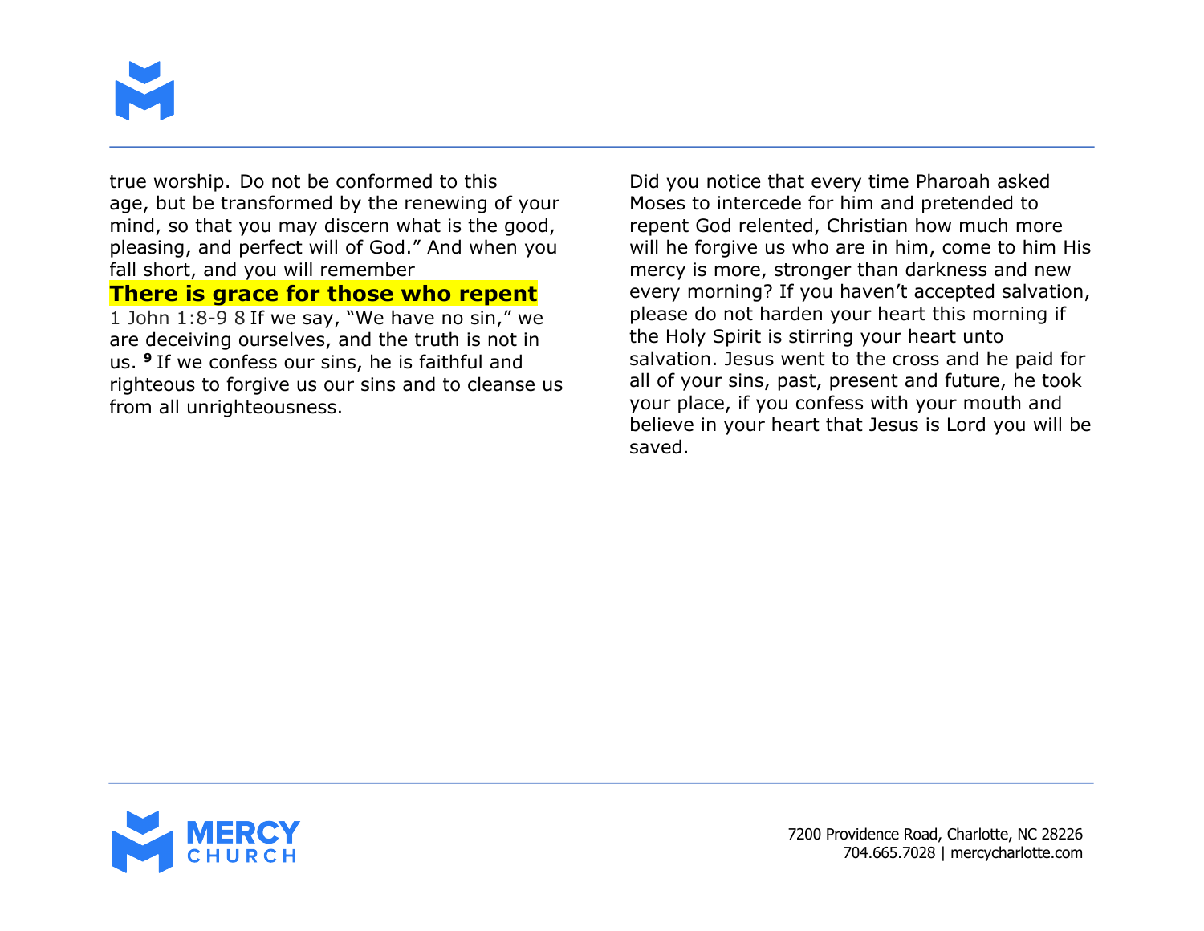true worship. Do not be conformed to this age, but be transformed by the renewing of your mind, so that you may discern what is the good, pleasing, and perfect will of God." And when you fall short, and you will remember

**There is grace for those who repent**

1 John 1:8-9 8 If we say, "We have no sin," we are deceiving ourselves, and the truth is not in us. 9 If we confess our sins, he is faithful and righteous to forgive us our sins and to cleanse us from all unrighteousness.

Did you notice that every time Pharoah asked Moses to intercede for him and pretended to repent God relented, Christian how much more will he forgive us who are in him, come to him His mercy is more, stronger than darkness and new every morning? If you haven't accepted salvation, please do not harden your heart this morning if the Holy Spirit is stirring your heart unto salvation. Jesus went to the cross and he paid for all of your sins, past, present and future, he took your place, if you confess with your mouth and believe in your heart that Jesus is Lord you will be saved.